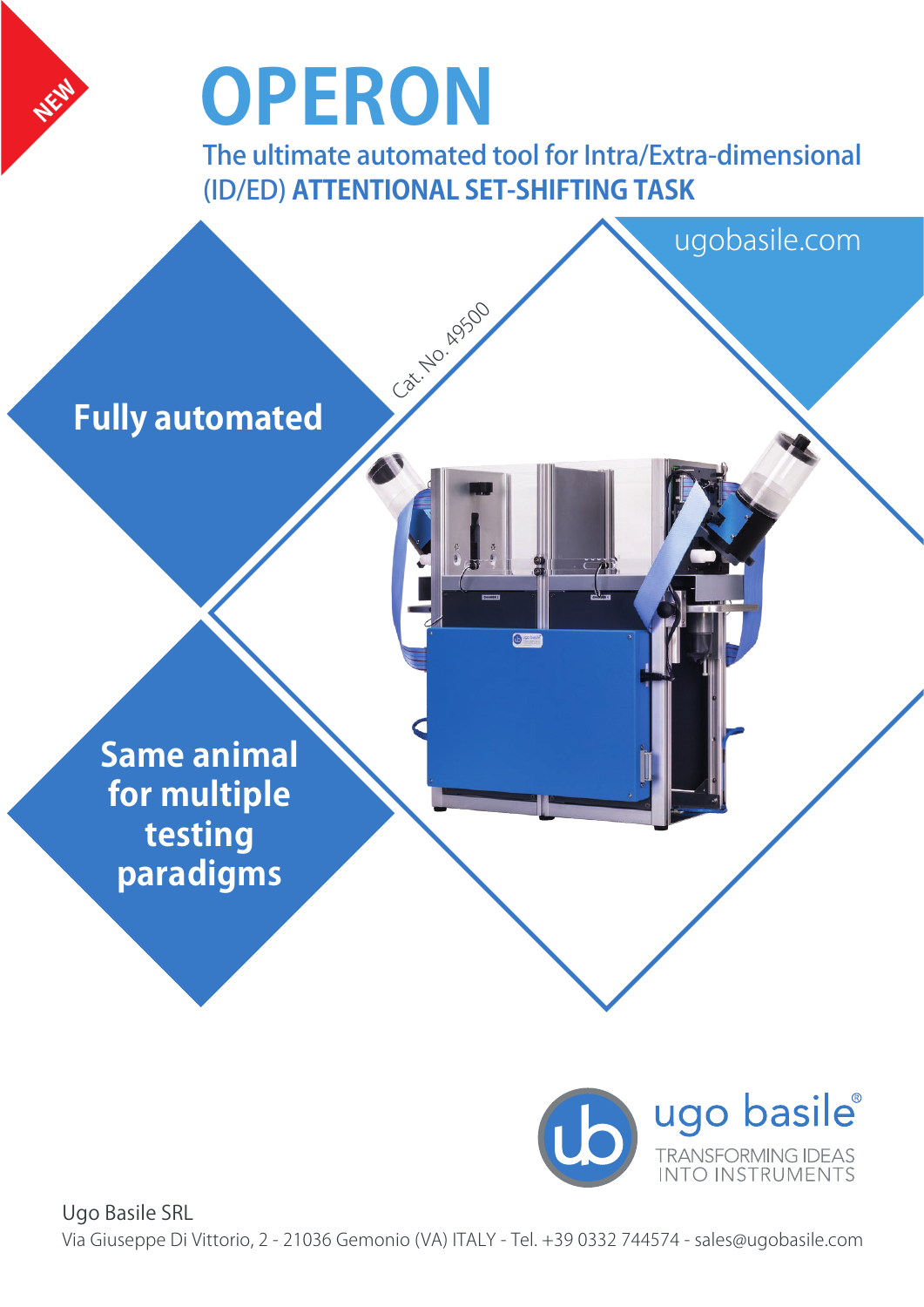NEW

# OPERON

## The ultimate automated tool for Intra/Extra-dimensional (ID/ED) **ATTENTIONAL SET-SHIFTING TASK**

ugobasile.com

Cat. No. 49500

**Fully automated**

**Same animal for multiple testing paradigms**

ugo basile®
TRANSFORMING IDEAS INTO INSTRUMENTS

Ugo Basile SRL
Via Giuseppe Di Vittorio, 2 - 21036 Gemonio (VA) ITALY - Tel. +39 0332 744574 - sales@ugobasile.com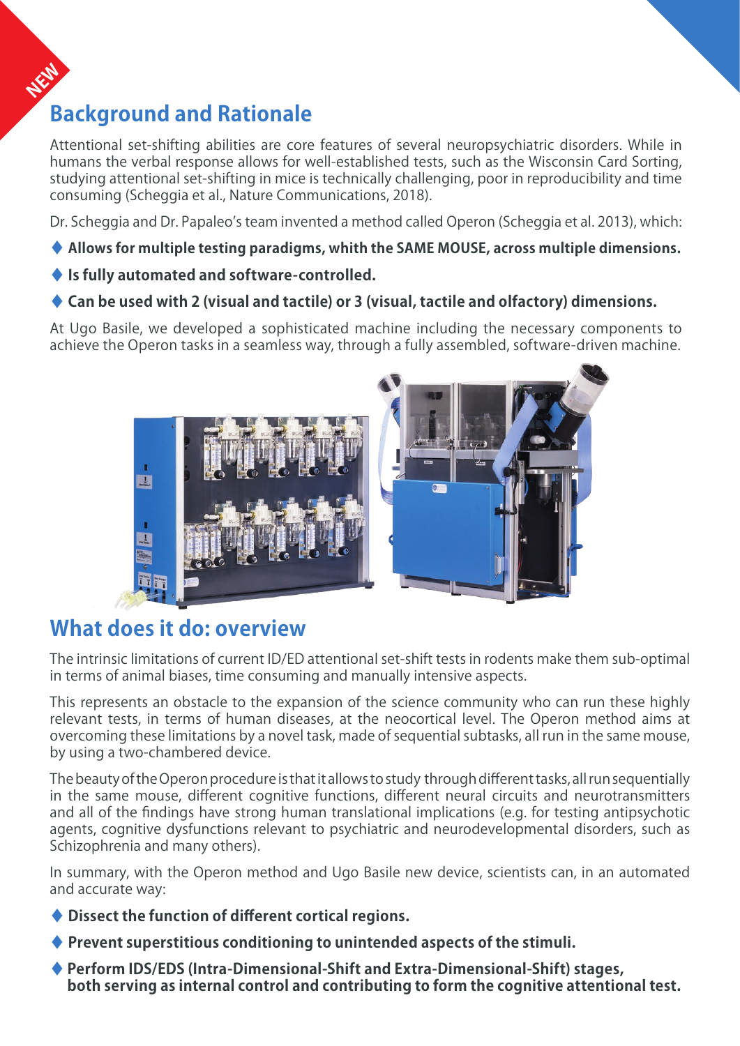NEW

## Background and Rationale

Attentional set-shifting abilities are core features of several neuropsychiatric disorders. While in humans the verbal response allows for well-established tests, such as the Wisconsin Card Sorting, studying attentional set-shifting in mice is technically challenging, poor in reproducibility and time consuming (Scheggia et al., Nature Communications, 2018).

Dr. Scheggia and Dr. Papaleo's team invented a method called Operon (Scheggia et al. 2013), which:

- **Allows for multiple testing paradigms, whith the SAME MOUSE, across multiple dimensions.**
- **Is fully automated and software-controlled.**
- **Can be used with 2 (visual and tactile) or 3 (visual, tactile and olfactory) dimensions.**

At Ugo Basile, we developed a sophisticated machine including the necessary components to achieve the Operon tasks in a seamless way, through a fully assembled, software-driven machine.

## What does it do: overview

The intrinsic limitations of current ID/ED attentional set-shift tests in rodents make them sub-optimal in terms of animal biases, time consuming and manually intensive aspects.

This represents an obstacle to the expansion of the science community who can run these highly relevant tests, in terms of human diseases, at the neocortical level. The Operon method aims at overcoming these limitations by a novel task, made of sequential subtasks, all run in the same mouse, by using a two-chambered device.

The beauty of the Operon procedure is that it allows to study through different tasks, all run sequentially in the same mouse, different cognitive functions, different neural circuits and neurotransmitters and all of the findings have strong human translational implications (e.g. for testing antipsychotic agents, cognitive dysfunctions relevant to psychiatric and neurodevelopmental disorders, such as Schizophrenia and many others).

In summary, with the Operon method and Ugo Basile new device, scientists can, in an automated and accurate way:

- **Dissect the function of different cortical regions.**
- **Prevent superstitious conditioning to unintended aspects of the stimuli.**
- **Perform IDS/EDS (Intra-Dimensional-Shift and Extra-Dimensional-Shift) stages, both serving as internal control and contributing to form the cognitive attentional test.**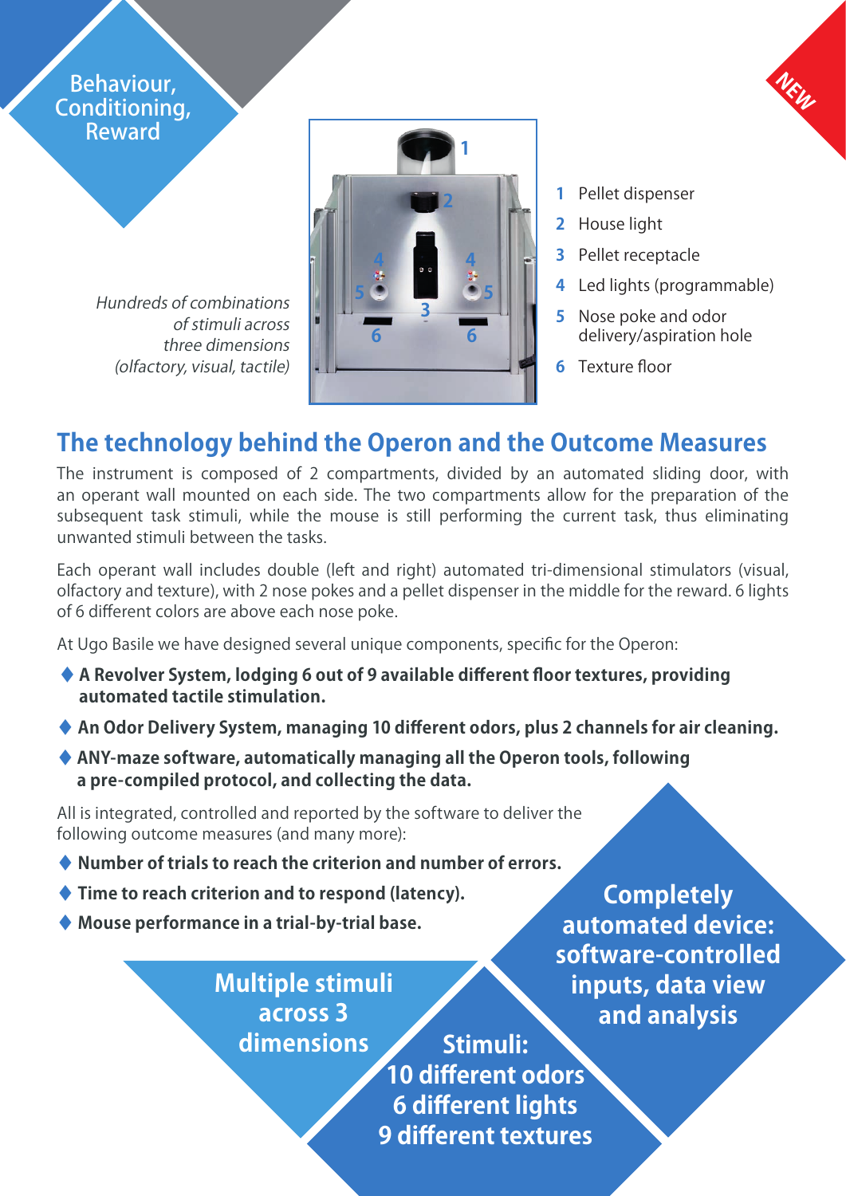Behaviour, Conditioning, Reward

NEW

*Hundreds of combinations of stimuli across three dimensions (olfactory, visual, tactile)*

1. Pellet dispenser
2. House light
3. Pellet receptacle
4. Led lights (programmable)
5. Nose poke and odor delivery/aspiration hole
6. Texture floor

## The technology behind the Operon and the Outcome Measures

The instrument is composed of 2 compartments, divided by an automated sliding door, with an operant wall mounted on each side. The two compartments allow for the preparation of the subsequent task stimuli, while the mouse is still performing the current task, thus eliminating unwanted stimuli between the tasks.

Each operant wall includes double (left and right) automated tri-dimensional stimulators (visual, olfactory and texture), with 2 nose pokes and a pellet dispenser in the middle for the reward. 6 lights of 6 different colors are above each nose poke.

At Ugo Basile we have designed several unique components, specific for the Operon:

- **A Revolver System, lodging 6 out of 9 available different floor textures, providing automated tactile stimulation.**
- **An Odor Delivery System, managing 10 different odors, plus 2 channels for air cleaning.**
- **ANY-maze software, automatically managing all the Operon tools, following a pre-compiled protocol, and collecting the data.**

All is integrated, controlled and reported by the software to deliver the following outcome measures (and many more):

- **Number of trials to reach the criterion and number of errors.**
- **Time to reach criterion and to respond (latency).**
- **Mouse performance in a trial-by-trial base.**

**Completely automated device: software-controlled inputs, data view and analysis**

**Multiple stimuli across 3 dimensions**

**Stimuli:**
**10 different odors**
**6 different lights**
**9 different textures**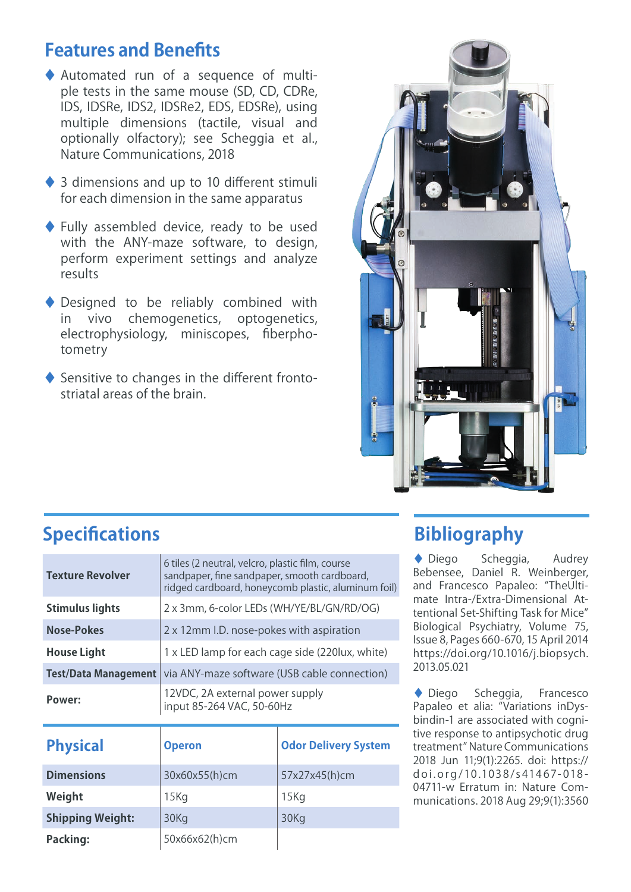## Features and Benefits

- Automated run of a sequence of multiple tests in the same mouse (SD, CD, CDRe, IDS, IDSRe, IDS2, IDSRe2, EDS, EDSRe), using multiple dimensions (tactile, visual and optionally olfactory); see Scheggia et al., Nature Communications, 2018
- 3 dimensions and up to 10 different stimuli for each dimension in the same apparatus
- Fully assembled device, ready to be used with the ANY-maze software, to design, perform experiment settings and analyze results
- Designed to be reliably combined with in vivo chemogenetics, optogenetics, electrophysiology, miniscopes, fiberphotometry
- Sensitive to changes in the different fronto-striatal areas of the brain.

## Specifications

| | |
|---|---|
| **Texture Revolver** | 6 tiles (2 neutral, velcro, plastic film, course sandpaper, fine sandpaper, smooth cardboard, ridged cardboard, honeycomb plastic, aluminum foil) |
| **Stimulus lights** | 2 x 3mm, 6-color LEDs (WH/YE/BL/GN/RD/OG) |
| **Nose-Pokes** | 2 x 12mm I.D. nose-pokes with aspiration |
| **House Light** | 1 x LED lamp for each cage side (220lux, white) |
| **Test/Data Management** | via ANY-maze software (USB cable connection) |
| **Power:** | 12VDC, 2A external power supply<br>input 85-264 VAC, 50-60Hz |

| Physical | Operon | Odor Delivery System |
|---|---|---|
| **Dimensions** | 30x60x55(h)cm | 57x27x45(h)cm |
| **Weight** | 15Kg | 15Kg |
| **Shipping Weight:** | 30Kg | 30Kg |
| **Packing:** | 50x66x62(h)cm | |

## Bibliography

- Diego Scheggia, Audrey Bebensee, Daniel R. Weinberger, and Francesco Papaleo: "TheUltimate Intra-/Extra-Dimensional Attentional Set-Shifting Task for Mice" Biological Psychiatry, Volume 75, Issue 8, Pages 660-670, 15 April 2014 https://doi.org/10.1016/j.biopsych.2013.05.021
- Diego Scheggia, Francesco Papaleo et alia: "Variations inDysbindin-1 are associated with cognitive response to antipsychotic drug treatment" Nature Communications 2018 Jun 11;9(1):2265. doi: https://doi.org/10.1038/s41467-018-04711-w Erratum in: Nature Communications. 2018 Aug 29;9(1):3560